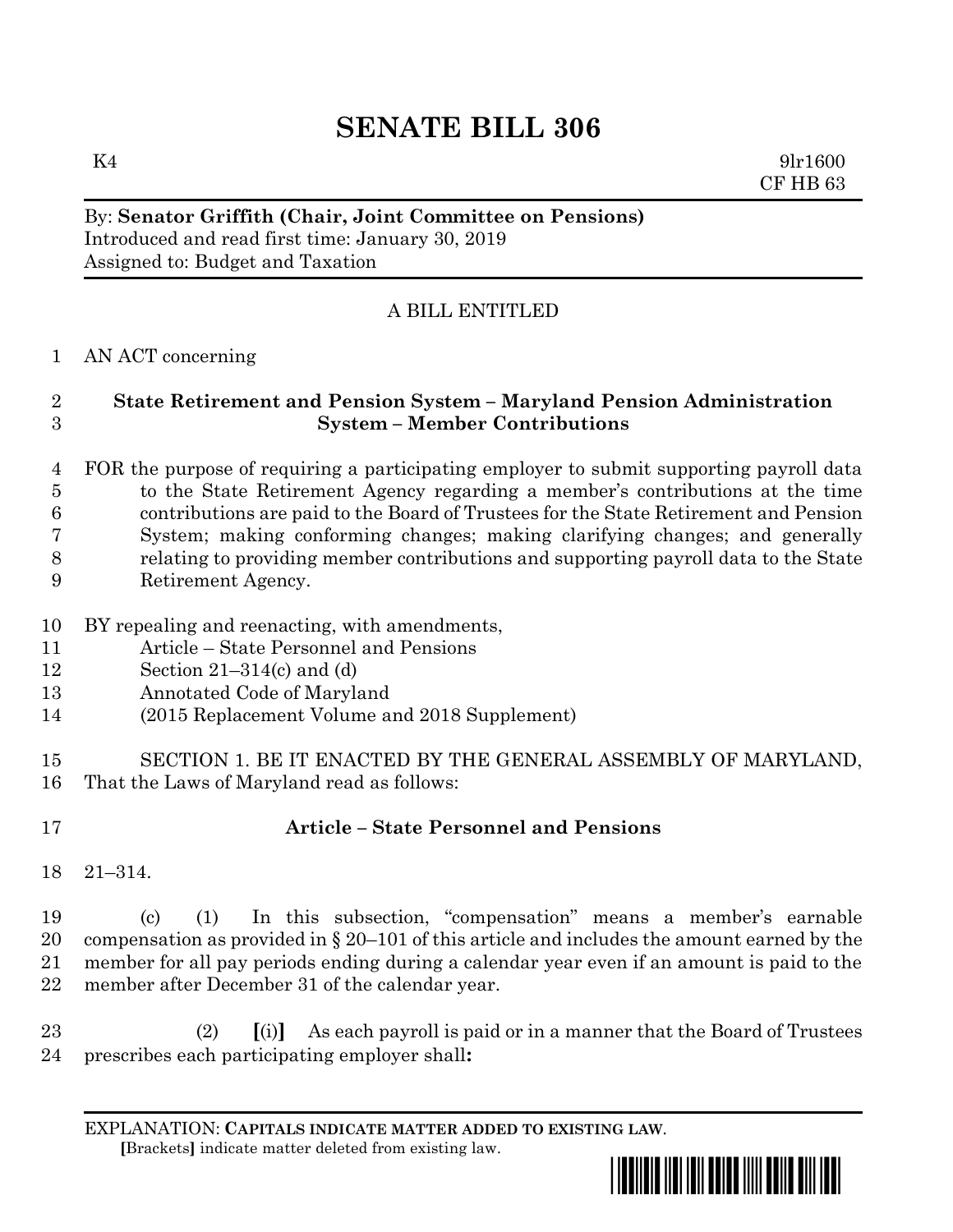# SENATE BILL 306

K4 9lr1600
CF HB 63

By: **Senator Griffith (Chair, Joint Committee on Pensions)**
Introduced and read first time: January 30, 2019
Assigned to: Budget and Taxation

A BILL ENTITLED

1 AN ACT concerning

2 **State Retirement and Pension System – Maryland Pension Administration**
3 **System – Member Contributions**

4 FOR the purpose of requiring a participating employer to submit supporting payroll data
5 to the State Retirement Agency regarding a member's contributions at the time
6 contributions are paid to the Board of Trustees for the State Retirement and Pension
7 System; making conforming changes; making clarifying changes; and generally
8 relating to providing member contributions and supporting payroll data to the State
9 Retirement Agency.

10 BY repealing and reenacting, with amendments,
11 Article – State Personnel and Pensions
12 Section 21–314(c) and (d)
13 Annotated Code of Maryland
14 (2015 Replacement Volume and 2018 Supplement)

15 SECTION 1. BE IT ENACTED BY THE GENERAL ASSEMBLY OF MARYLAND,
16 That the Laws of Maryland read as follows:

17 **Article – State Personnel and Pensions**

18 21–314.

19 (c) (1) In this subsection, "compensation" means a member's earnable
20 compensation as provided in § 20–101 of this article and includes the amount earned by the
21 member for all pay periods ending during a calendar year even if an amount is paid to the
22 member after December 31 of the calendar year.

23 (2) **[**(i)**]** As each payroll is paid or in a manner that the Board of Trustees
24 prescribes each participating employer shall**:**

EXPLANATION: **CAPITALS INDICATE MATTER ADDED TO EXISTING LAW**.
**[**Brackets**]** indicate matter deleted from existing law.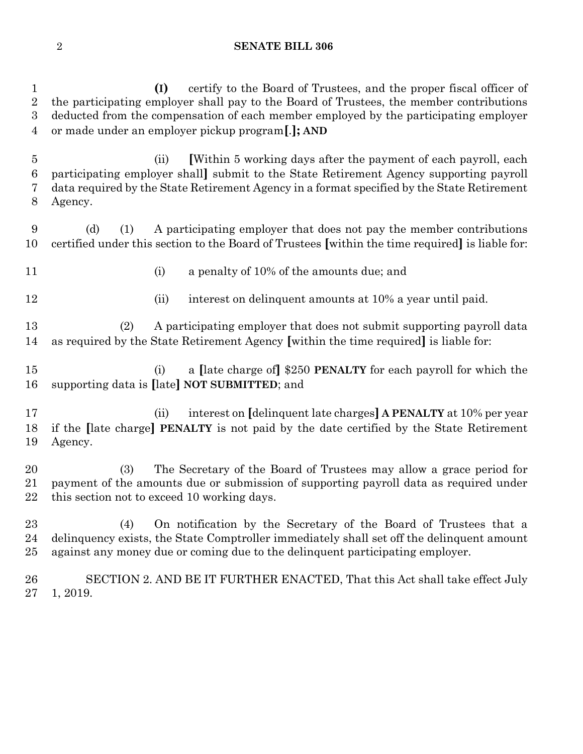**(I)** certify to the Board of Trustees, and the proper fiscal officer of the participating employer shall pay to the Board of Trustees, the member contributions deducted from the compensation of each member employed by the participating employer or made under an employer pickup program[.]**; AND**

(ii) [Within 5 working days after the payment of each payroll, each participating employer shall] submit to the State Retirement Agency supporting payroll data required by the State Retirement Agency in a format specified by the State Retirement Agency.

(d) (1) A participating employer that does not pay the member contributions certified under this section to the Board of Trustees [within the time required] is liable for:

(i) a penalty of 10% of the amounts due; and

(ii) interest on delinquent amounts at 10% a year until paid.

(2) A participating employer that does not submit supporting payroll data as required by the State Retirement Agency [within the time required] is liable for:

(i) a [late charge of] $250 **PENALTY** for each payroll for which the supporting data is [late] **NOT SUBMITTED**; and

(ii) interest on [delinquent late charges] **A PENALTY** at 10% per year if the [late charge] **PENALTY** is not paid by the date certified by the State Retirement Agency.

(3) The Secretary of the Board of Trustees may allow a grace period for payment of the amounts due or submission of supporting payroll data as required under this section not to exceed 10 working days.

(4) On notification by the Secretary of the Board of Trustees that a delinquency exists, the State Comptroller immediately shall set off the delinquent amount against any money due or coming due to the delinquent participating employer.

SECTION 2. AND BE IT FURTHER ENACTED, That this Act shall take effect July 1, 2019.